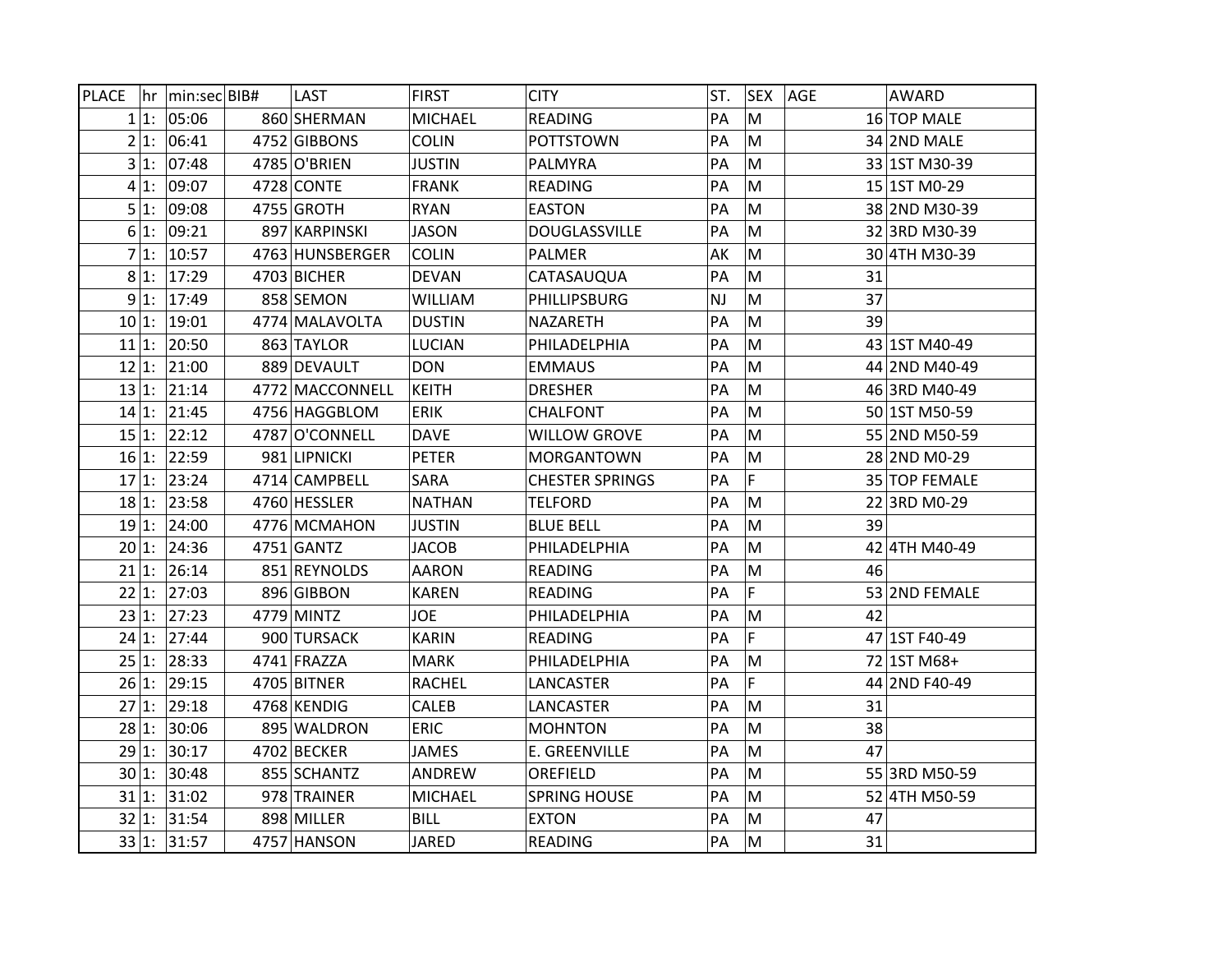| PLACE | hr | min:sec | BIB# | LAST | FIRST | CITY | ST. | SEX | AGE | AWARD |
|---|---|---|---|---|---|---|---|---|---|---|
| 1 | 1: | 05:06 | 860 | SHERMAN | MICHAEL | READING | PA | M | 16 | TOP MALE |
| 2 | 1: | 06:41 | 4752 | GIBBONS | COLIN | POTTSTOWN | PA | M | 34 | 2ND MALE |
| 3 | 1: | 07:48 | 4785 | O'BRIEN | JUSTIN | PALMYRA | PA | M | 33 | 1ST M30-39 |
| 4 | 1: | 09:07 | 4728 | CONTE | FRANK | READING | PA | M | 15 | 1ST M0-29 |
| 5 | 1: | 09:08 | 4755 | GROTH | RYAN | EASTON | PA | M | 38 | 2ND M30-39 |
| 6 | 1: | 09:21 | 897 | KARPINSKI | JASON | DOUGLASSVILLE | PA | M | 32 | 3RD M30-39 |
| 7 | 1: | 10:57 | 4763 | HUNSBERGER | COLIN | PALMER | AK | M | 30 | 4TH M30-39 |
| 8 | 1: | 17:29 | 4703 | BICHER | DEVAN | CATASAUQUA | PA | M | 31 | |
| 9 | 1: | 17:49 | 858 | SEMON | WILLIAM | PHILLIPSBURG | NJ | M | 37 | |
| 10 | 1: | 19:01 | 4774 | MALAVOLTA | DUSTIN | NAZARETH | PA | M | 39 | |
| 11 | 1: | 20:50 | 863 | TAYLOR | LUCIAN | PHILADELPHIA | PA | M | 43 | 1ST M40-49 |
| 12 | 1: | 21:00 | 889 | DEVAULT | DON | EMMAUS | PA | M | 44 | 2ND M40-49 |
| 13 | 1: | 21:14 | 4772 | MACCONNELL | KEITH | DRESHER | PA | M | 46 | 3RD M40-49 |
| 14 | 1: | 21:45 | 4756 | HAGGBLOM | ERIK | CHALFONT | PA | M | 50 | 1ST M50-59 |
| 15 | 1: | 22:12 | 4787 | O'CONNELL | DAVE | WILLOW GROVE | PA | M | 55 | 2ND M50-59 |
| 16 | 1: | 22:59 | 981 | LIPNICKI | PETER | MORGANTOWN | PA | M | 28 | 2ND M0-29 |
| 17 | 1: | 23:24 | 4714 | CAMPBELL | SARA | CHESTER SPRINGS | PA | F | 35 | TOP FEMALE |
| 18 | 1: | 23:58 | 4760 | HESSLER | NATHAN | TELFORD | PA | M | 22 | 3RD M0-29 |
| 19 | 1: | 24:00 | 4776 | MCMAHON | JUSTIN | BLUE BELL | PA | M | 39 | |
| 20 | 1: | 24:36 | 4751 | GANTZ | JACOB | PHILADELPHIA | PA | M | 42 | 4TH M40-49 |
| 21 | 1: | 26:14 | 851 | REYNOLDS | AARON | READING | PA | M | 46 | |
| 22 | 1: | 27:03 | 896 | GIBBON | KAREN | READING | PA | F | 53 | 2ND FEMALE |
| 23 | 1: | 27:23 | 4779 | MINTZ | JOE | PHILADELPHIA | PA | M | 42 | |
| 24 | 1: | 27:44 | 900 | TURSACK | KARIN | READING | PA | F | 47 | 1ST F40-49 |
| 25 | 1: | 28:33 | 4741 | FRAZZA | MARK | PHILADELPHIA | PA | M | 72 | 1ST M68+ |
| 26 | 1: | 29:15 | 4705 | BITNER | RACHEL | LANCASTER | PA | F | 44 | 2ND F40-49 |
| 27 | 1: | 29:18 | 4768 | KENDIG | CALEB | LANCASTER | PA | M | 31 | |
| 28 | 1: | 30:06 | 895 | WALDRON | ERIC | MOHNTON | PA | M | 38 | |
| 29 | 1: | 30:17 | 4702 | BECKER | JAMES | E. GREENVILLE | PA | M | 47 | |
| 30 | 1: | 30:48 | 855 | SCHANTZ | ANDREW | OREFIELD | PA | M | 55 | 3RD M50-59 |
| 31 | 1: | 31:02 | 978 | TRAINER | MICHAEL | SPRING HOUSE | PA | M | 52 | 4TH M50-59 |
| 32 | 1: | 31:54 | 898 | MILLER | BILL | EXTON | PA | M | 47 | |
| 33 | 1: | 31:57 | 4757 | HANSON | JARED | READING | PA | M | 31 | |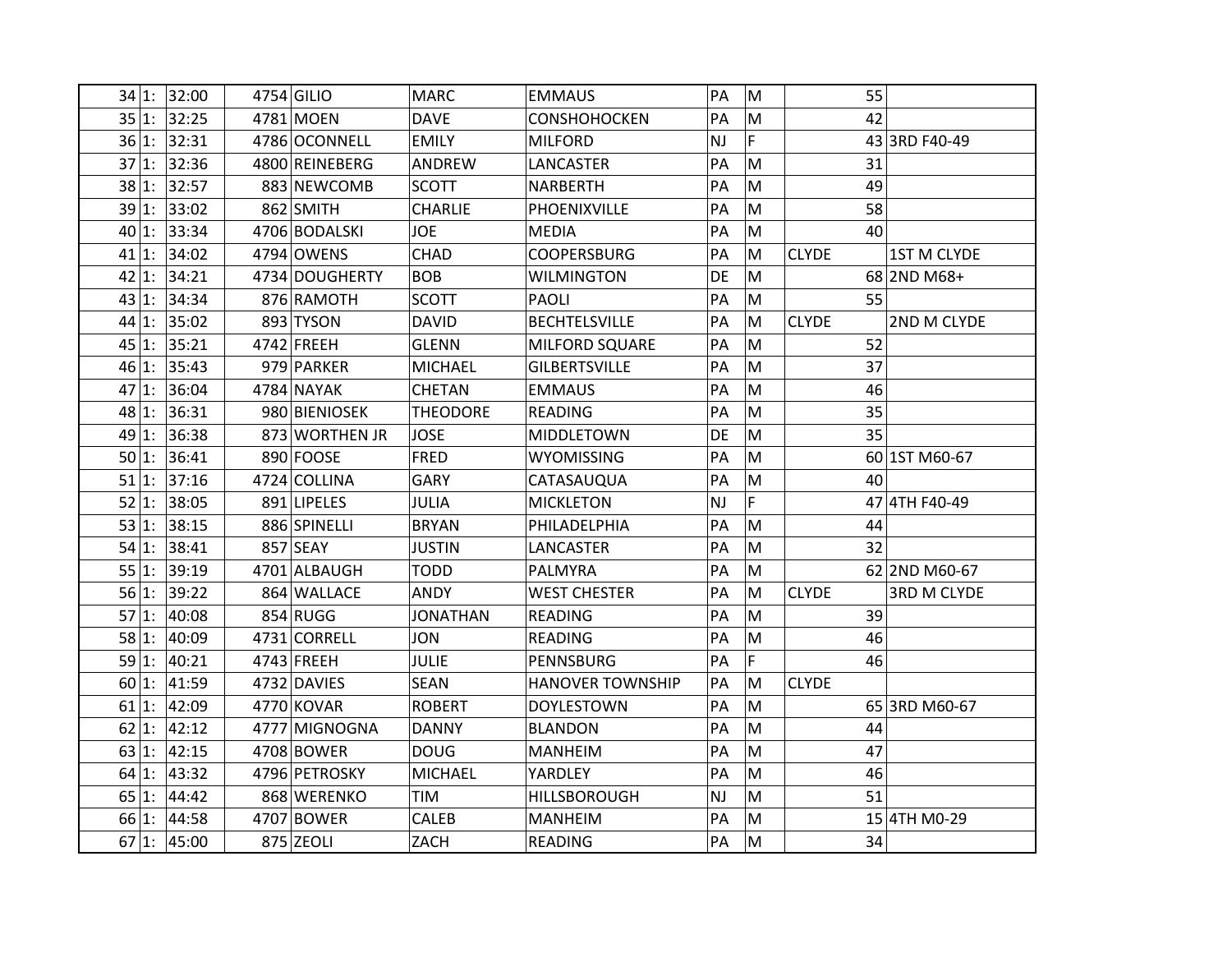| | | | | | | | | | | |
|---|---|---|---|---|---|---|---|---|---|---|
| 34 | 1: | 32:00 | 4754 | GILIO | MARC | EMMAUS | PA | M | 55 | |
| 35 | 1: | 32:25 | 4781 | MOEN | DAVE | CONSHOHOCKEN | PA | M | 42 | |
| 36 | 1: | 32:31 | 4786 | OCONNELL | EMILY | MILFORD | NJ | F | 43 | 3RD F40-49 |
| 37 | 1: | 32:36 | 4800 | REINEBERG | ANDREW | LANCASTER | PA | M | 31 | |
| 38 | 1: | 32:57 | 883 | NEWCOMB | SCOTT | NARBERTH | PA | M | 49 | |
| 39 | 1: | 33:02 | 862 | SMITH | CHARLIE | PHOENIXVILLE | PA | M | 58 | |
| 40 | 1: | 33:34 | 4706 | BODALSKI | JOE | MEDIA | PA | M | 40 | |
| 41 | 1: | 34:02 | 4794 | OWENS | CHAD | COOPERSBURG | PA | M | CLYDE | 1ST M CLYDE |
| 42 | 1: | 34:21 | 4734 | DOUGHERTY | BOB | WILMINGTON | DE | M | 68 | 2ND M68+ |
| 43 | 1: | 34:34 | 876 | RAMOTH | SCOTT | PAOLI | PA | M | 55 | |
| 44 | 1: | 35:02 | 893 | TYSON | DAVID | BECHTELSVILLE | PA | M | CLYDE | 2ND M CLYDE |
| 45 | 1: | 35:21 | 4742 | FREEH | GLENN | MILFORD SQUARE | PA | M | 52 | |
| 46 | 1: | 35:43 | 979 | PARKER | MICHAEL | GILBERTSVILLE | PA | M | 37 | |
| 47 | 1: | 36:04 | 4784 | NAYAK | CHETAN | EMMAUS | PA | M | 46 | |
| 48 | 1: | 36:31 | 980 | BIENIOSEK | THEODORE | READING | PA | M | 35 | |
| 49 | 1: | 36:38 | 873 | WORTHEN JR | JOSE | MIDDLETOWN | DE | M | 35 | |
| 50 | 1: | 36:41 | 890 | FOOSE | FRED | WYOMISSING | PA | M | 60 | 1ST M60-67 |
| 51 | 1: | 37:16 | 4724 | COLLINA | GARY | CATASAUQUA | PA | M | 40 | |
| 52 | 1: | 38:05 | 891 | LIPELES | JULIA | MICKLETON | NJ | F | 47 | 4TH F40-49 |
| 53 | 1: | 38:15 | 886 | SPINELLI | BRYAN | PHILADELPHIA | PA | M | 44 | |
| 54 | 1: | 38:41 | 857 | SEAY | JUSTIN | LANCASTER | PA | M | 32 | |
| 55 | 1: | 39:19 | 4701 | ALBAUGH | TODD | PALMYRA | PA | M | 62 | 2ND M60-67 |
| 56 | 1: | 39:22 | 864 | WALLACE | ANDY | WEST CHESTER | PA | M | CLYDE | 3RD M CLYDE |
| 57 | 1: | 40:08 | 854 | RUGG | JONATHAN | READING | PA | M | 39 | |
| 58 | 1: | 40:09 | 4731 | CORRELL | JON | READING | PA | M | 46 | |
| 59 | 1: | 40:21 | 4743 | FREEH | JULIE | PENNSBURG | PA | F | 46 | |
| 60 | 1: | 41:59 | 4732 | DAVIES | SEAN | HANOVER TOWNSHIP | PA | M | CLYDE | |
| 61 | 1: | 42:09 | 4770 | KOVAR | ROBERT | DOYLESTOWN | PA | M | 65 | 3RD M60-67 |
| 62 | 1: | 42:12 | 4777 | MIGNOGNA | DANNY | BLANDON | PA | M | 44 | |
| 63 | 1: | 42:15 | 4708 | BOWER | DOUG | MANHEIM | PA | M | 47 | |
| 64 | 1: | 43:32 | 4796 | PETROSKY | MICHAEL | YARDLEY | PA | M | 46 | |
| 65 | 1: | 44:42 | 868 | WERENKO | TIM | HILLSBOROUGH | NJ | M | 51 | |
| 66 | 1: | 44:58 | 4707 | BOWER | CALEB | MANHEIM | PA | M | 15 | 4TH M0-29 |
| 67 | 1: | 45:00 | 875 | ZEOLI | ZACH | READING | PA | M | 34 | |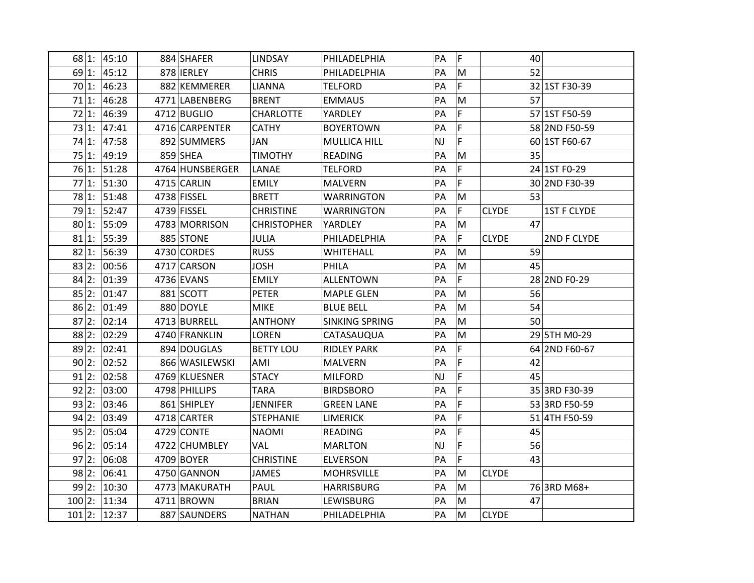| | | | | | | | | | |
|---|---|---|---|---|---|---|---|---|---|
| 68 | 1: | 45:10 | 884 | SHAFER | LINDSAY | PHILADELPHIA | PA | F | 40 | |
| 69 | 1: | 45:12 | 878 | IERLEY | CHRIS | PHILADELPHIA | PA | M | 52 | |
| 70 | 1: | 46:23 | 882 | KEMMERER | LIANNA | TELFORD | PA | F | 32 | 1ST F30-39 |
| 71 | 1: | 46:28 | 4771 | LABENBERG | BRENT | EMMAUS | PA | M | 57 | |
| 72 | 1: | 46:39 | 4712 | BUGLIO | CHARLOTTE | YARDLEY | PA | F | 57 | 1ST F50-59 |
| 73 | 1: | 47:41 | 4716 | CARPENTER | CATHY | BOYERTOWN | PA | F | 58 | 2ND F50-59 |
| 74 | 1: | 47:58 | 892 | SUMMERS | JAN | MULLICA HILL | NJ | F | 60 | 1ST F60-67 |
| 75 | 1: | 49:19 | 859 | SHEA | TIMOTHY | READING | PA | M | 35 | |
| 76 | 1: | 51:28 | 4764 | HUNSBERGER | LANAE | TELFORD | PA | F | 24 | 1ST F0-29 |
| 77 | 1: | 51:30 | 4715 | CARLIN | EMILY | MALVERN | PA | F | 30 | 2ND F30-39 |
| 78 | 1: | 51:48 | 4738 | FISSEL | BRETT | WARRINGTON | PA | M | 53 | |
| 79 | 1: | 52:47 | 4739 | FISSEL | CHRISTINE | WARRINGTON | PA | F | CLYDE | 1ST F CLYDE |
| 80 | 1: | 55:09 | 4783 | MORRISON | CHRISTOPHER | YARDLEY | PA | M | 47 | |
| 81 | 1: | 55:39 | 885 | STONE | JULIA | PHILADELPHIA | PA | F | CLYDE | 2ND F CLYDE |
| 82 | 1: | 56:39 | 4730 | CORDES | RUSS | WHITEHALL | PA | M | 59 | |
| 83 | 2: | 00:56 | 4717 | CARSON | JOSH | PHILA | PA | M | 45 | |
| 84 | 2: | 01:39 | 4736 | EVANS | EMILY | ALLENTOWN | PA | F | 28 | 2ND F0-29 |
| 85 | 2: | 01:47 | 881 | SCOTT | PETER | MAPLE GLEN | PA | M | 56 | |
| 86 | 2: | 01:49 | 880 | DOYLE | MIKE | BLUE BELL | PA | M | 54 | |
| 87 | 2: | 02:14 | 4713 | BURRELL | ANTHONY | SINKING SPRING | PA | M | 50 | |
| 88 | 2: | 02:29 | 4740 | FRANKLIN | LOREN | CATASAUQUA | PA | M | 29 | 5TH M0-29 |
| 89 | 2: | 02:41 | 894 | DOUGLAS | BETTY LOU | RIDLEY PARK | PA | F | 64 | 2ND F60-67 |
| 90 | 2: | 02:52 | 866 | WASILEWSKI | AMI | MALVERN | PA | F | 42 | |
| 91 | 2: | 02:58 | 4769 | KLUESNER | STACY | MILFORD | NJ | F | 45 | |
| 92 | 2: | 03:00 | 4798 | PHILLIPS | TARA | BIRDSBORO | PA | F | 35 | 3RD F30-39 |
| 93 | 2: | 03:46 | 861 | SHIPLEY | JENNIFER | GREEN LANE | PA | F | 53 | 3RD F50-59 |
| 94 | 2: | 03:49 | 4718 | CARTER | STEPHANIE | LIMERICK | PA | F | 51 | 4TH F50-59 |
| 95 | 2: | 05:04 | 4729 | CONTE | NAOMI | READING | PA | F | 45 | |
| 96 | 2: | 05:14 | 4722 | CHUMBLEY | VAL | MARLTON | NJ | F | 56 | |
| 97 | 2: | 06:08 | 4709 | BOYER | CHRISTINE | ELVERSON | PA | F | 43 | |
| 98 | 2: | 06:41 | 4750 | GANNON | JAMES | MOHRSVILLE | PA | M | CLYDE | |
| 99 | 2: | 10:30 | 4773 | MAKURATH | PAUL | HARRISBURG | PA | M | 76 | 3RD M68+ |
| 100 | 2: | 11:34 | 4711 | BROWN | BRIAN | LEWISBURG | PA | M | 47 | |
| 101 | 2: | 12:37 | 887 | SAUNDERS | NATHAN | PHILADELPHIA | PA | M | CLYDE | |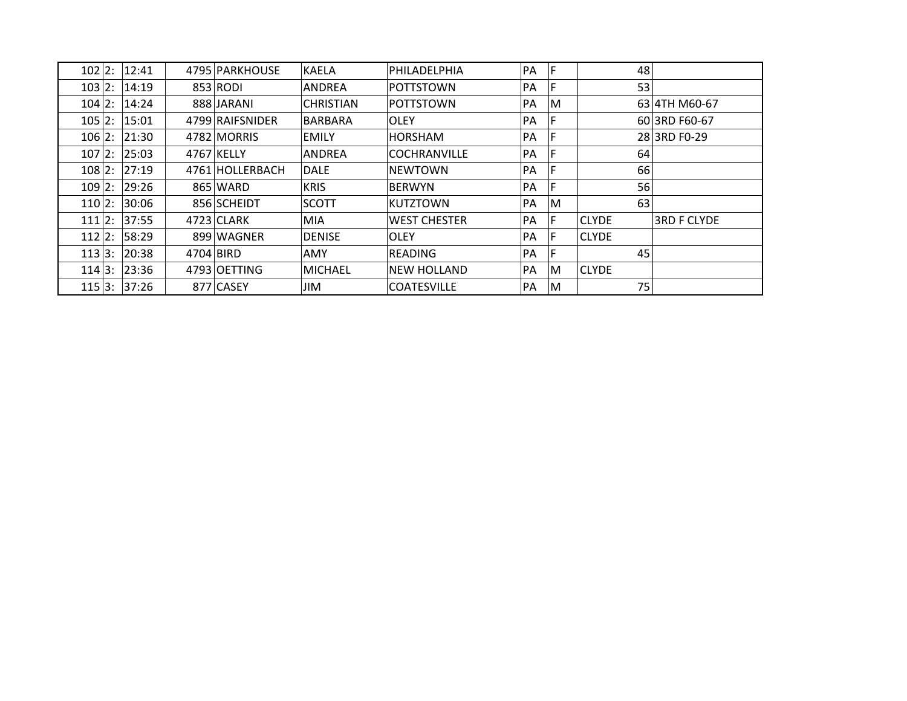| | | | | | | | | | | |
|---|---|---|---|---|---|---|---|---|---|---|
| 102 | 2: | 12:41 | 4795 | PARKHOUSE | KAELA | PHILADELPHIA | PA | F | 48 | |
| 103 | 2: | 14:19 | 853 | RODI | ANDREA | POTTSTOWN | PA | F | 53 | |
| 104 | 2: | 14:24 | 888 | JARANI | CHRISTIAN | POTTSTOWN | PA | M | 63 | 4TH M60-67 |
| 105 | 2: | 15:01 | 4799 | RAIFSNIDER | BARBARA | OLEY | PA | F | 60 | 3RD F60-67 |
| 106 | 2: | 21:30 | 4782 | MORRIS | EMILY | HORSHAM | PA | F | 28 | 3RD F0-29 |
| 107 | 2: | 25:03 | 4767 | KELLY | ANDREA | COCHRANVILLE | PA | F | 64 | |
| 108 | 2: | 27:19 | 4761 | HOLLERBACH | DALE | NEWTOWN | PA | F | 66 | |
| 109 | 2: | 29:26 | 865 | WARD | KRIS | BERWYN | PA | F | 56 | |
| 110 | 2: | 30:06 | 856 | SCHEIDT | SCOTT | KUTZTOWN | PA | M | 63 | |
| 111 | 2: | 37:55 | 4723 | CLARK | MIA | WEST CHESTER | PA | F | CLYDE | 3RD F CLYDE |
| 112 | 2: | 58:29 | 899 | WAGNER | DENISE | OLEY | PA | F | CLYDE | |
| 113 | 3: | 20:38 | 4704 | BIRD | AMY | READING | PA | F | 45 | |
| 114 | 3: | 23:36 | 4793 | OETTING | MICHAEL | NEW HOLLAND | PA | M | CLYDE | |
| 115 | 3: | 37:26 | 877 | CASEY | JIM | COATESVILLE | PA | M | 75 | |